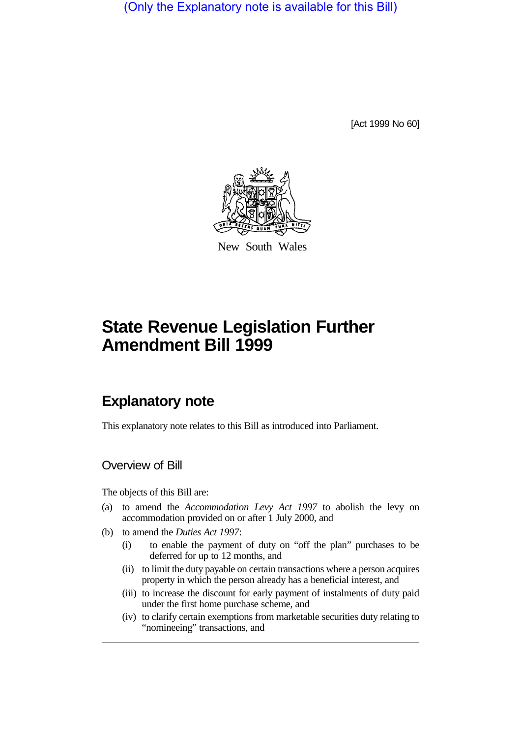(Only the Explanatory note is available for this Bill)

[Act 1999 No 60]

New South Wales

# State Revenue Legislation Further Amendment Bill 1999

## Explanatory note

This explanatory note relates to this Bill as introduced into Parliament.

### Overview of Bill

The objects of this Bill are:

(a) to amend the *Accommodation Levy Act 1997* to abolish the levy on accommodation provided on or after 1 July 2000, and

(b) to amend the *Duties Act 1997*:

   (i) to enable the payment of duty on "off the plan" purchases to be deferred for up to 12 months, and

   (ii) to limit the duty payable on certain transactions where a person acquires property in which the person already has a beneficial interest, and

   (iii) to increase the discount for early payment of instalments of duty paid under the first home purchase scheme, and

   (iv) to clarify certain exemptions from marketable securities duty relating to "nomineeing" transactions, and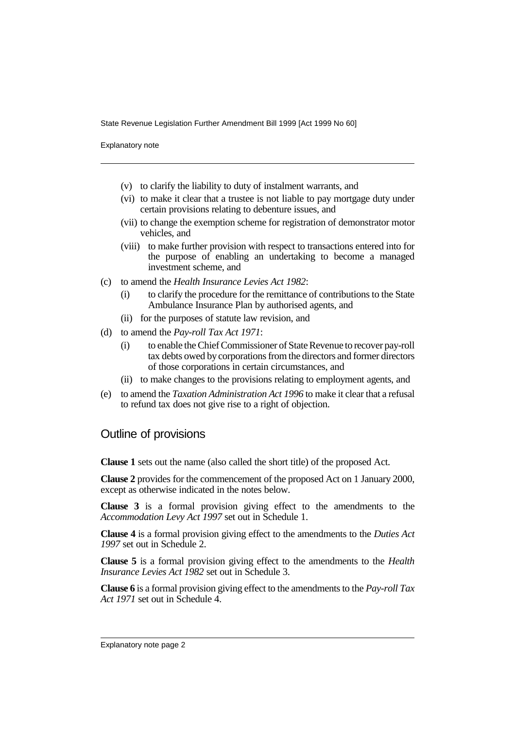(v) to clarify the liability to duty of instalment warrants, and

(vi) to make it clear that a trustee is not liable to pay mortgage duty under certain provisions relating to debenture issues, and

(vii) to change the exemption scheme for registration of demonstrator motor vehicles, and

(viii) to make further provision with respect to transactions entered into for the purpose of enabling an undertaking to become a managed investment scheme, and

(c) to amend the *Health Insurance Levies Act 1982*:

(i) to clarify the procedure for the remittance of contributions to the State Ambulance Insurance Plan by authorised agents, and

(ii) for the purposes of statute law revision, and

(d) to amend the *Pay-roll Tax Act 1971*:

(i) to enable the Chief Commissioner of State Revenue to recover pay-roll tax debts owed by corporations from the directors and former directors of those corporations in certain circumstances, and

(ii) to make changes to the provisions relating to employment agents, and

(e) to amend the *Taxation Administration Act 1996* to make it clear that a refusal to refund tax does not give rise to a right of objection.

## Outline of provisions

**Clause 1** sets out the name (also called the short title) of the proposed Act.

**Clause 2** provides for the commencement of the proposed Act on 1 January 2000, except as otherwise indicated in the notes below.

**Clause 3** is a formal provision giving effect to the amendments to the *Accommodation Levy Act 1997* set out in Schedule 1.

**Clause 4** is a formal provision giving effect to the amendments to the *Duties Act 1997* set out in Schedule 2.

**Clause 5** is a formal provision giving effect to the amendments to the *Health Insurance Levies Act 1982* set out in Schedule 3.

**Clause 6** is a formal provision giving effect to the amendments to the *Pay-roll Tax Act 1971* set out in Schedule 4.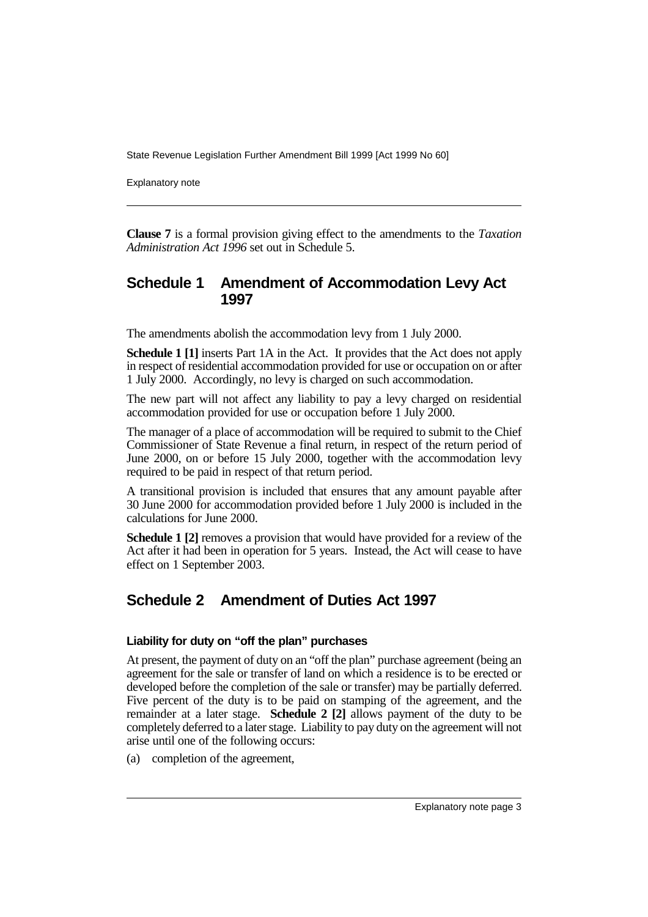**Clause 7** is a formal provision giving effect to the amendments to the *Taxation Administration Act 1996* set out in Schedule 5.

## Schedule 1 Amendment of Accommodation Levy Act 1997

The amendments abolish the accommodation levy from 1 July 2000.

**Schedule 1 [1]** inserts Part 1A in the Act. It provides that the Act does not apply in respect of residential accommodation provided for use or occupation on or after 1 July 2000. Accordingly, no levy is charged on such accommodation.

The new part will not affect any liability to pay a levy charged on residential accommodation provided for use or occupation before 1 July 2000.

The manager of a place of accommodation will be required to submit to the Chief Commissioner of State Revenue a final return, in respect of the return period of June 2000, on or before 15 July 2000, together with the accommodation levy required to be paid in respect of that return period.

A transitional provision is included that ensures that any amount payable after 30 June 2000 for accommodation provided before 1 July 2000 is included in the calculations for June 2000.

**Schedule 1 [2]** removes a provision that would have provided for a review of the Act after it had been in operation for 5 years. Instead, the Act will cease to have effect on 1 September 2003.

## Schedule 2 Amendment of Duties Act 1997

### Liability for duty on "off the plan" purchases

At present, the payment of duty on an "off the plan" purchase agreement (being an agreement for the sale or transfer of land on which a residence is to be erected or developed before the completion of the sale or transfer) may be partially deferred. Five percent of the duty is to be paid on stamping of the agreement, and the remainder at a later stage. **Schedule 2 [2]** allows payment of the duty to be completely deferred to a later stage. Liability to pay duty on the agreement will not arise until one of the following occurs:

(a) completion of the agreement,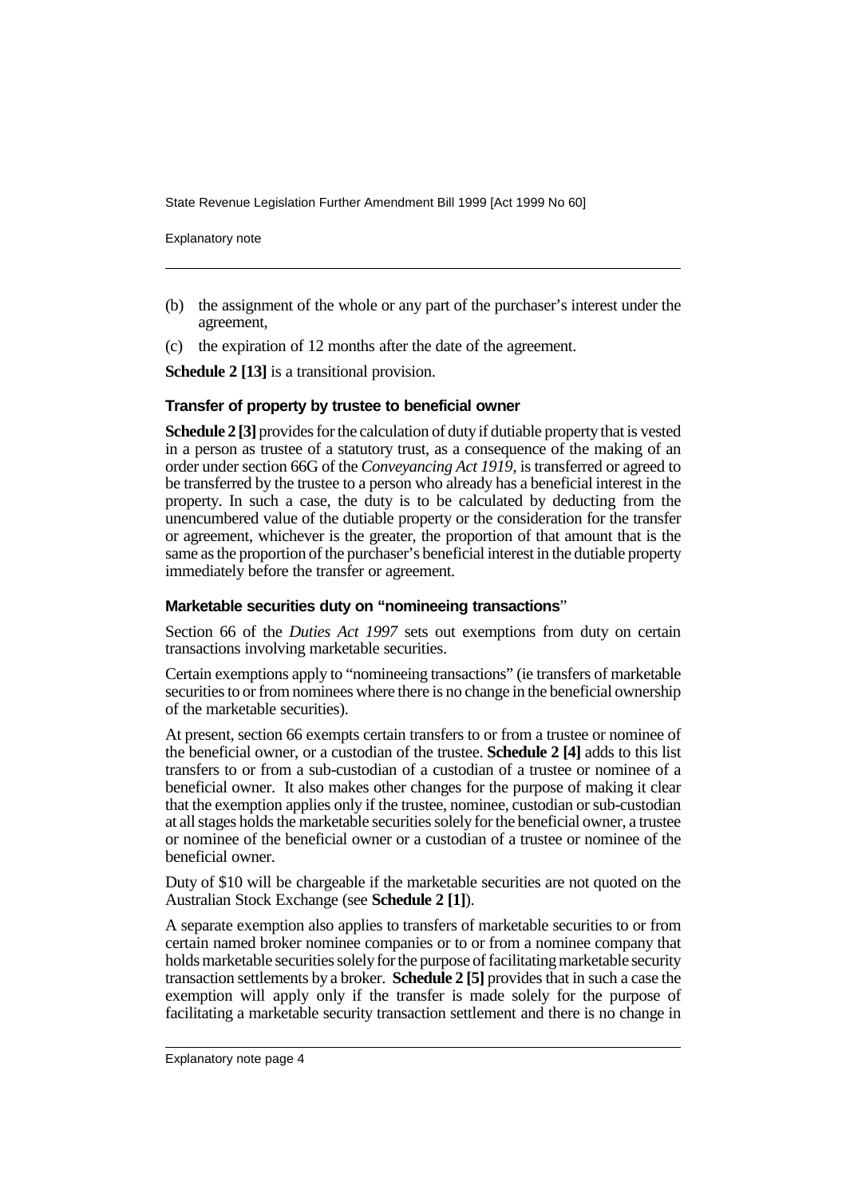(b) the assignment of the whole or any part of the purchaser's interest under the agreement,

(c) the expiration of 12 months after the date of the agreement.

**Schedule 2 [13]** is a transitional provision.

### Transfer of property by trustee to beneficial owner

**Schedule 2 [3]** provides for the calculation of duty if dutiable property that is vested in a person as trustee of a statutory trust, as a consequence of the making of an order under section 66G of the *Conveyancing Act 1919*, is transferred or agreed to be transferred by the trustee to a person who already has a beneficial interest in the property. In such a case, the duty is to be calculated by deducting from the unencumbered value of the dutiable property or the consideration for the transfer or agreement, whichever is the greater, the proportion of that amount that is the same as the proportion of the purchaser's beneficial interest in the dutiable property immediately before the transfer or agreement.

### Marketable securities duty on "nomineeing transactions"

Section 66 of the *Duties Act 1997* sets out exemptions from duty on certain transactions involving marketable securities.

Certain exemptions apply to "nomineeing transactions" (ie transfers of marketable securities to or from nominees where there is no change in the beneficial ownership of the marketable securities).

At present, section 66 exempts certain transfers to or from a trustee or nominee of the beneficial owner, or a custodian of the trustee. **Schedule 2 [4]** adds to this list transfers to or from a sub-custodian of a custodian of a trustee or nominee of a beneficial owner. It also makes other changes for the purpose of making it clear that the exemption applies only if the trustee, nominee, custodian or sub-custodian at all stages holds the marketable securities solely for the beneficial owner, a trustee or nominee of the beneficial owner or a custodian of a trustee or nominee of the beneficial owner.

Duty of $10 will be chargeable if the marketable securities are not quoted on the Australian Stock Exchange (see **Schedule 2 [1]**).

A separate exemption also applies to transfers of marketable securities to or from certain named broker nominee companies or to or from a nominee company that holds marketable securities solely for the purpose of facilitating marketable security transaction settlements by a broker. **Schedule 2 [5]** provides that in such a case the exemption will apply only if the transfer is made solely for the purpose of facilitating a marketable security transaction settlement and there is no change in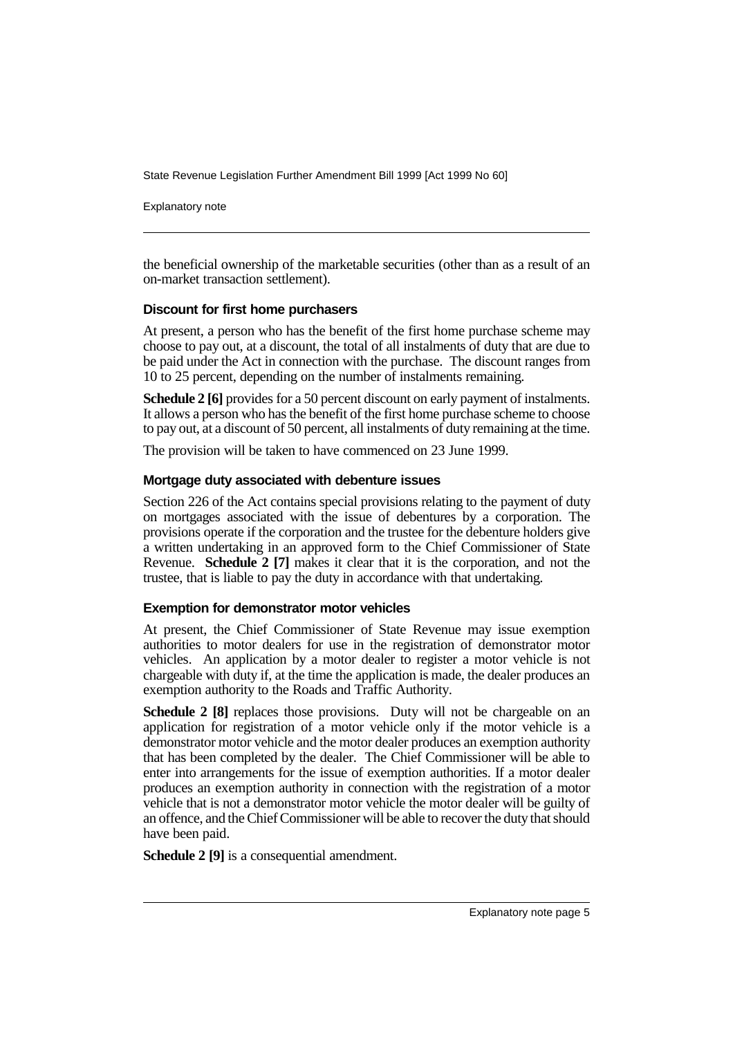the beneficial ownership of the marketable securities (other than as a result of an on-market transaction settlement).

### Discount for first home purchasers

At present, a person who has the benefit of the first home purchase scheme may choose to pay out, at a discount, the total of all instalments of duty that are due to be paid under the Act in connection with the purchase. The discount ranges from 10 to 25 percent, depending on the number of instalments remaining.

**Schedule 2 [6]** provides for a 50 percent discount on early payment of instalments. It allows a person who has the benefit of the first home purchase scheme to choose to pay out, at a discount of 50 percent, all instalments of duty remaining at the time.

The provision will be taken to have commenced on 23 June 1999.

### Mortgage duty associated with debenture issues

Section 226 of the Act contains special provisions relating to the payment of duty on mortgages associated with the issue of debentures by a corporation. The provisions operate if the corporation and the trustee for the debenture holders give a written undertaking in an approved form to the Chief Commissioner of State Revenue. **Schedule 2 [7]** makes it clear that it is the corporation, and not the trustee, that is liable to pay the duty in accordance with that undertaking.

### Exemption for demonstrator motor vehicles

At present, the Chief Commissioner of State Revenue may issue exemption authorities to motor dealers for use in the registration of demonstrator motor vehicles. An application by a motor dealer to register a motor vehicle is not chargeable with duty if, at the time the application is made, the dealer produces an exemption authority to the Roads and Traffic Authority.

**Schedule 2 [8]** replaces those provisions. Duty will not be chargeable on an application for registration of a motor vehicle only if the motor vehicle is a demonstrator motor vehicle and the motor dealer produces an exemption authority that has been completed by the dealer. The Chief Commissioner will be able to enter into arrangements for the issue of exemption authorities. If a motor dealer produces an exemption authority in connection with the registration of a motor vehicle that is not a demonstrator motor vehicle the motor dealer will be guilty of an offence, and the Chief Commissioner will be able to recover the duty that should have been paid.

**Schedule 2 [9]** is a consequential amendment.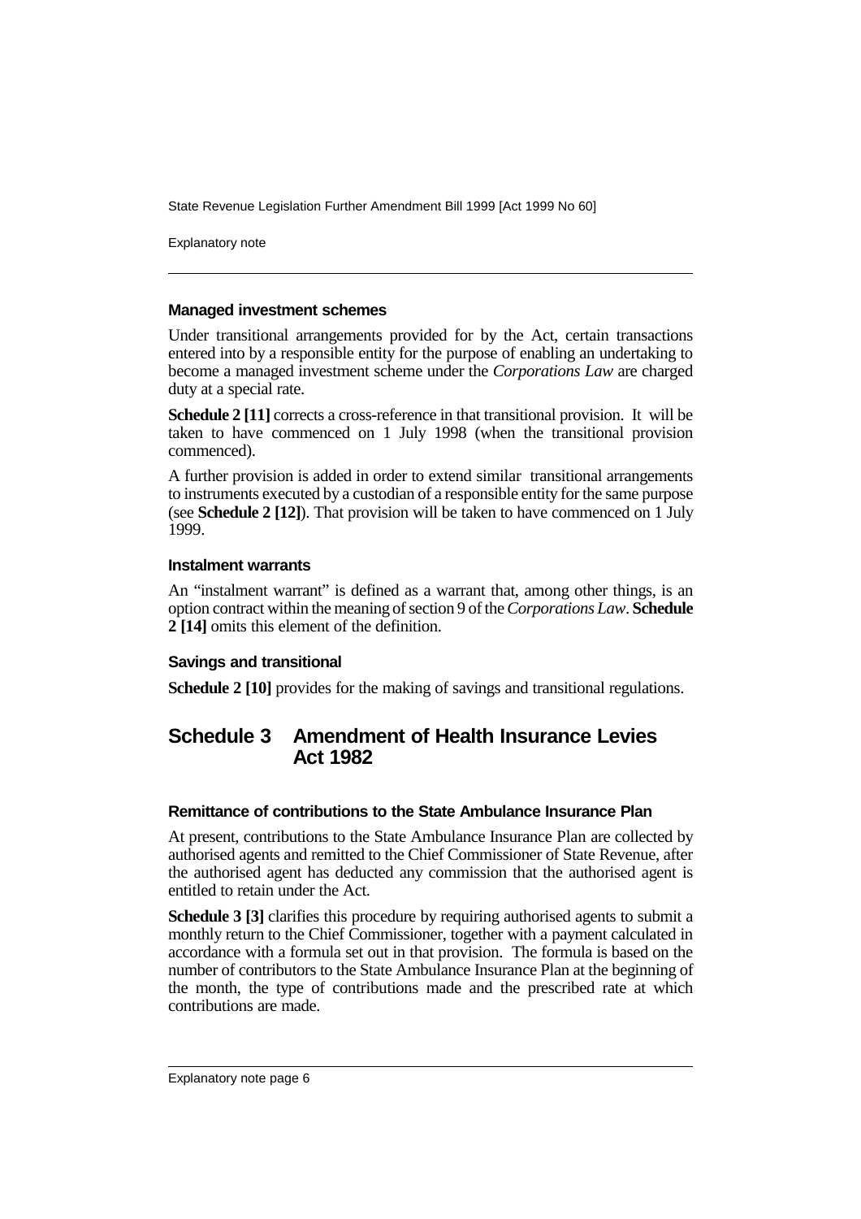#### Managed investment schemes

Under transitional arrangements provided for by the Act, certain transactions entered into by a responsible entity for the purpose of enabling an undertaking to become a managed investment scheme under the *Corporations Law* are charged duty at a special rate.

**Schedule 2 [11]** corrects a cross-reference in that transitional provision. It will be taken to have commenced on 1 July 1998 (when the transitional provision commenced).

A further provision is added in order to extend similar transitional arrangements to instruments executed by a custodian of a responsible entity for the same purpose (see **Schedule 2 [12]**). That provision will be taken to have commenced on 1 July 1999.

#### Instalment warrants

An "instalment warrant" is defined as a warrant that, among other things, is an option contract within the meaning of section 9 of the *Corporations Law*. **Schedule 2 [14]** omits this element of the definition.

#### Savings and transitional

**Schedule 2 [10]** provides for the making of savings and transitional regulations.

## Schedule 3 Amendment of Health Insurance Levies Act 1982

#### Remittance of contributions to the State Ambulance Insurance Plan

At present, contributions to the State Ambulance Insurance Plan are collected by authorised agents and remitted to the Chief Commissioner of State Revenue, after the authorised agent has deducted any commission that the authorised agent is entitled to retain under the Act.

**Schedule 3 [3]** clarifies this procedure by requiring authorised agents to submit a monthly return to the Chief Commissioner, together with a payment calculated in accordance with a formula set out in that provision. The formula is based on the number of contributors to the State Ambulance Insurance Plan at the beginning of the month, the type of contributions made and the prescribed rate at which contributions are made.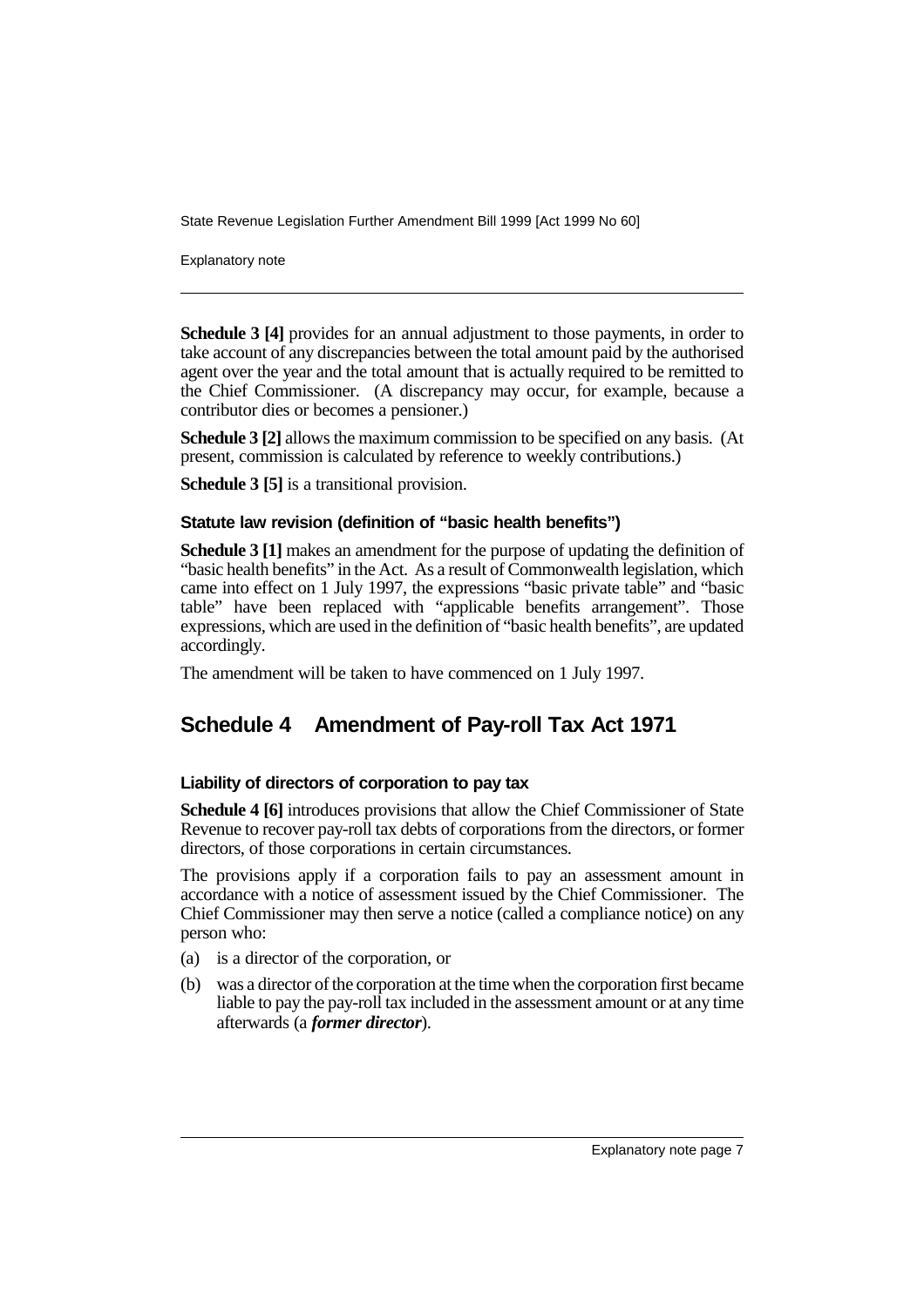**Schedule 3 [4]** provides for an annual adjustment to those payments, in order to take account of any discrepancies between the total amount paid by the authorised agent over the year and the total amount that is actually required to be remitted to the Chief Commissioner. (A discrepancy may occur, for example, because a contributor dies or becomes a pensioner.)

**Schedule 3 [2]** allows the maximum commission to be specified on any basis. (At present, commission is calculated by reference to weekly contributions.)

**Schedule 3 [5]** is a transitional provision.

### Statute law revision (definition of "basic health benefits")

**Schedule 3 [1]** makes an amendment for the purpose of updating the definition of "basic health benefits" in the Act. As a result of Commonwealth legislation, which came into effect on 1 July 1997, the expressions "basic private table" and "basic table" have been replaced with "applicable benefits arrangement". Those expressions, which are used in the definition of "basic health benefits", are updated accordingly.

The amendment will be taken to have commenced on 1 July 1997.

## Schedule 4 Amendment of Pay-roll Tax Act 1971

### Liability of directors of corporation to pay tax

**Schedule 4 [6]** introduces provisions that allow the Chief Commissioner of State Revenue to recover pay-roll tax debts of corporations from the directors, or former directors, of those corporations in certain circumstances.

The provisions apply if a corporation fails to pay an assessment amount in accordance with a notice of assessment issued by the Chief Commissioner. The Chief Commissioner may then serve a notice (called a compliance notice) on any person who:

(a) is a director of the corporation, or

(b) was a director of the corporation at the time when the corporation first became liable to pay the pay-roll tax included in the assessment amount or at any time afterwards (a ***former director***).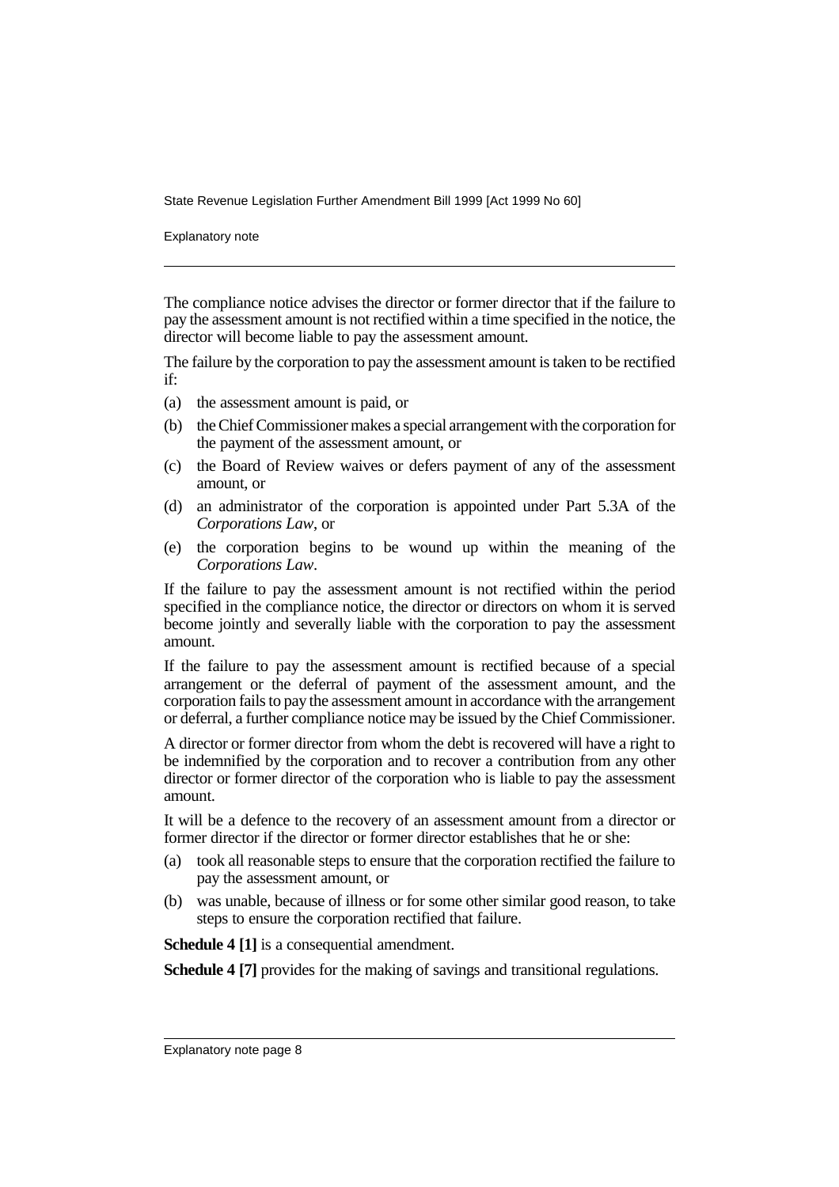The compliance notice advises the director or former director that if the failure to pay the assessment amount is not rectified within a time specified in the notice, the director will become liable to pay the assessment amount.

The failure by the corporation to pay the assessment amount is taken to be rectified if:

(a) the assessment amount is paid, or

(b) the Chief Commissioner makes a special arrangement with the corporation for the payment of the assessment amount, or

(c) the Board of Review waives or defers payment of any of the assessment amount, or

(d) an administrator of the corporation is appointed under Part 5.3A of the *Corporations Law*, or

(e) the corporation begins to be wound up within the meaning of the *Corporations Law*.

If the failure to pay the assessment amount is not rectified within the period specified in the compliance notice, the director or directors on whom it is served become jointly and severally liable with the corporation to pay the assessment amount.

If the failure to pay the assessment amount is rectified because of a special arrangement or the deferral of payment of the assessment amount, and the corporation fails to pay the assessment amount in accordance with the arrangement or deferral, a further compliance notice may be issued by the Chief Commissioner.

A director or former director from whom the debt is recovered will have a right to be indemnified by the corporation and to recover a contribution from any other director or former director of the corporation who is liable to pay the assessment amount.

It will be a defence to the recovery of an assessment amount from a director or former director if the director or former director establishes that he or she:

(a) took all reasonable steps to ensure that the corporation rectified the failure to pay the assessment amount, or

(b) was unable, because of illness or for some other similar good reason, to take steps to ensure the corporation rectified that failure.

**Schedule 4 [1]** is a consequential amendment.

**Schedule 4 [7]** provides for the making of savings and transitional regulations.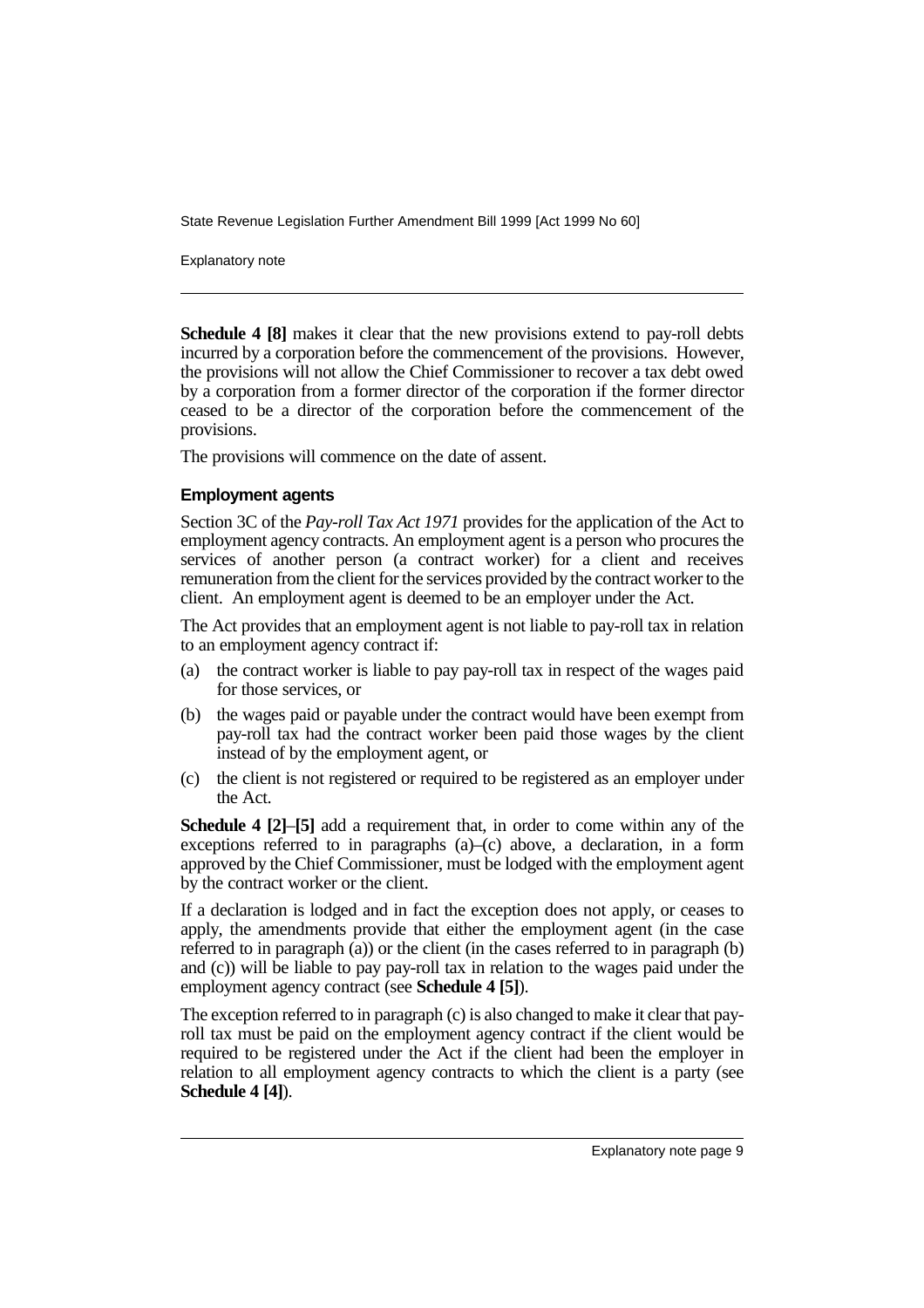**Schedule 4 [8]** makes it clear that the new provisions extend to pay-roll debts incurred by a corporation before the commencement of the provisions. However, the provisions will not allow the Chief Commissioner to recover a tax debt owed by a corporation from a former director of the corporation if the former director ceased to be a director of the corporation before the commencement of the provisions.

The provisions will commence on the date of assent.

### Employment agents

Section 3C of the *Pay-roll Tax Act 1971* provides for the application of the Act to employment agency contracts. An employment agent is a person who procures the services of another person (a contract worker) for a client and receives remuneration from the client for the services provided by the contract worker to the client. An employment agent is deemed to be an employer under the Act.

The Act provides that an employment agent is not liable to pay-roll tax in relation to an employment agency contract if:

(a) the contract worker is liable to pay pay-roll tax in respect of the wages paid for those services, or

(b) the wages paid or payable under the contract would have been exempt from pay-roll tax had the contract worker been paid those wages by the client instead of by the employment agent, or

(c) the client is not registered or required to be registered as an employer under the Act.

**Schedule 4 [2]–[5]** add a requirement that, in order to come within any of the exceptions referred to in paragraphs (a)–(c) above, a declaration, in a form approved by the Chief Commissioner, must be lodged with the employment agent by the contract worker or the client.

If a declaration is lodged and in fact the exception does not apply, or ceases to apply, the amendments provide that either the employment agent (in the case referred to in paragraph (a)) or the client (in the cases referred to in paragraph (b) and (c)) will be liable to pay pay-roll tax in relation to the wages paid under the employment agency contract (see **Schedule 4 [5]**).

The exception referred to in paragraph (c) is also changed to make it clear that pay-roll tax must be paid on the employment agency contract if the client would be required to be registered under the Act if the client had been the employer in relation to all employment agency contracts to which the client is a party (see **Schedule 4 [4]**).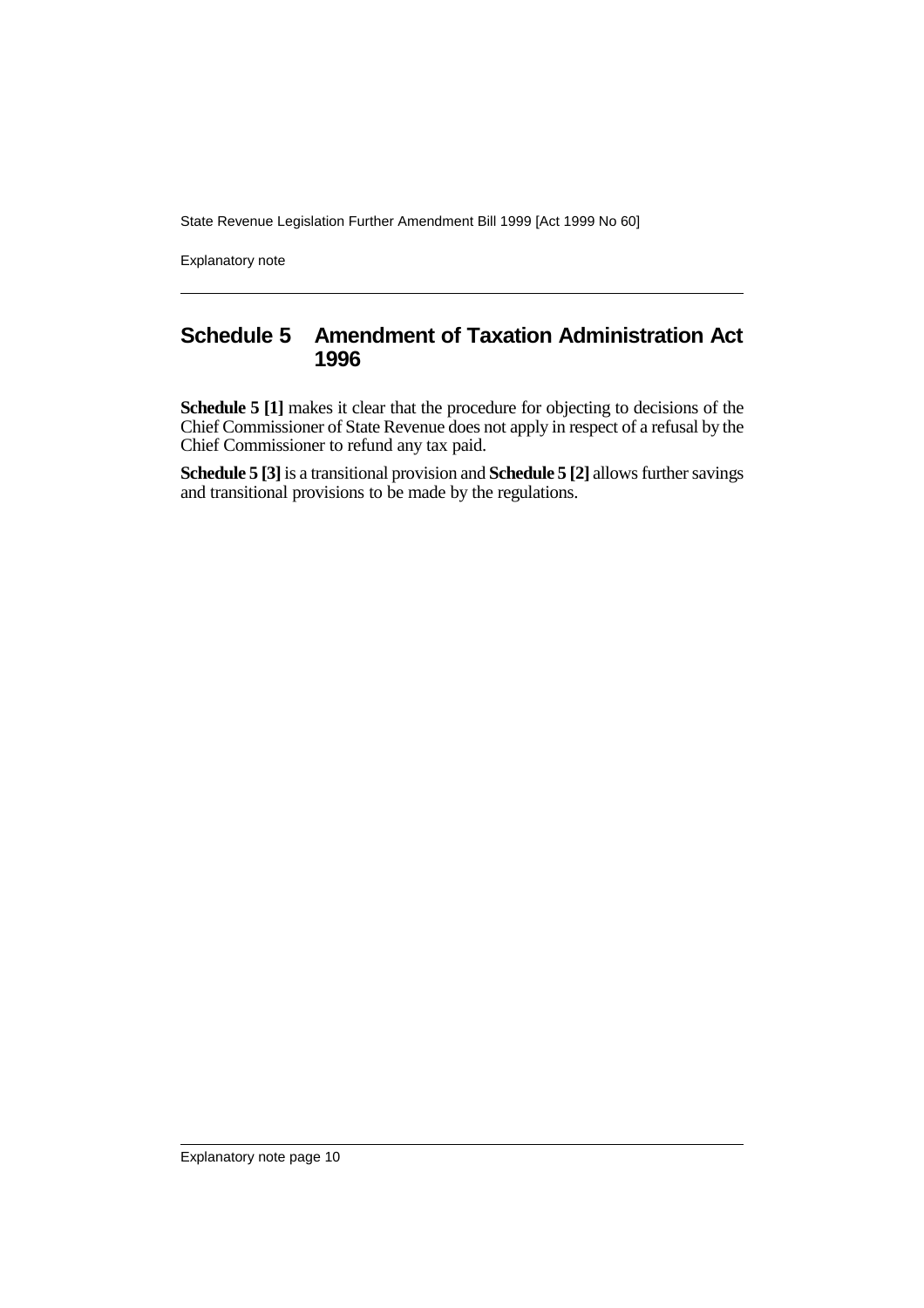## Schedule 5 Amendment of Taxation Administration Act 1996

**Schedule 5 [1]** makes it clear that the procedure for objecting to decisions of the Chief Commissioner of State Revenue does not apply in respect of a refusal by the Chief Commissioner to refund any tax paid.

**Schedule 5 [3]** is a transitional provision and **Schedule 5 [2]** allows further savings and transitional provisions to be made by the regulations.